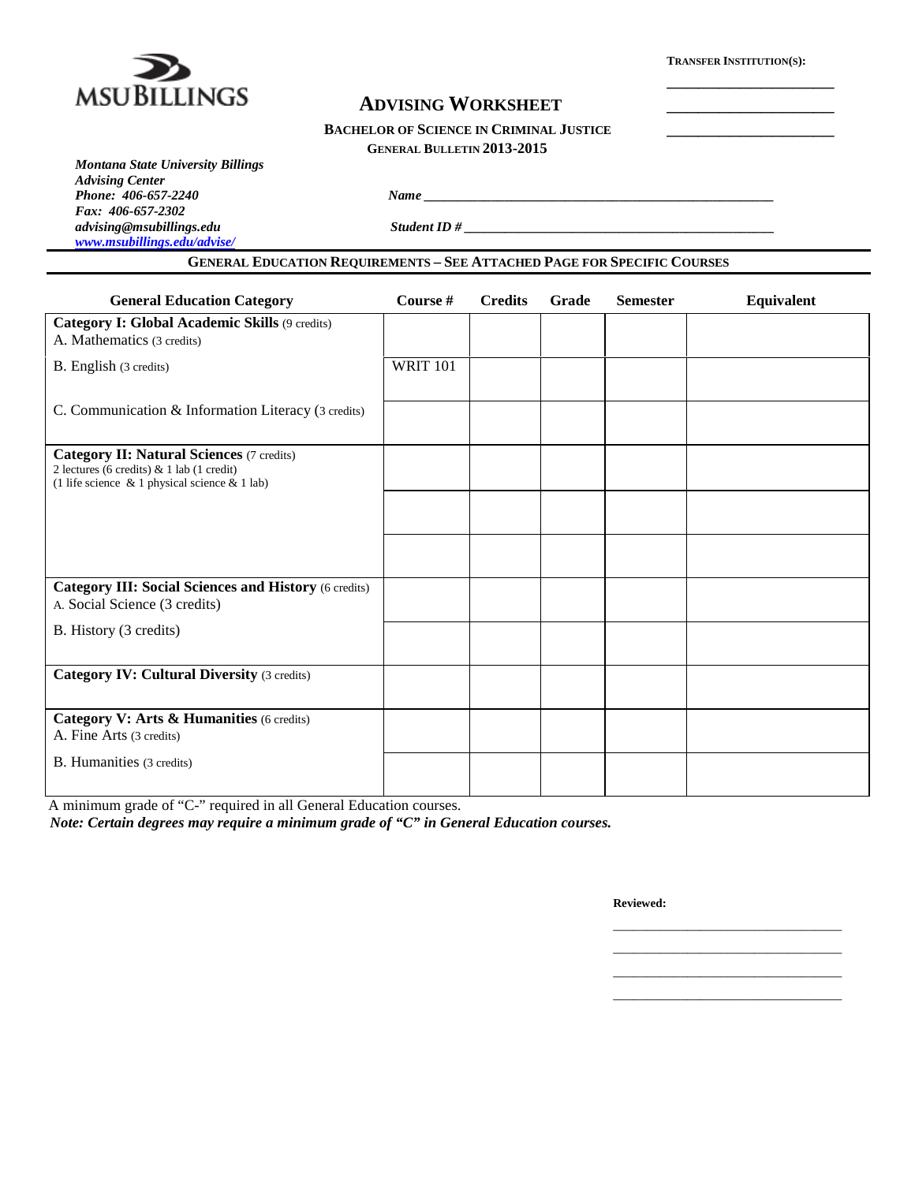MSU BILLINGS

**TRANSFER INSTITUTION(S):**

______________________

______________________

______________________

# ADVISING WORKSHEET

**BACHELOR OF SCIENCE IN CRIMINAL JUSTICE**

**GENERAL BULLETIN 2013-2015**

***Montana State University Billings***
***Advising Center***
***Phone: 406-657-2240***
***Fax: 406-657-2302***
***advising@msubillings.edu***
***www.msubillings.edu/advise/***

***Name*** ______________________________________________

***Student ID #*** ______________________________________________

**GENERAL EDUCATION REQUIREMENTS – SEE ATTACHED PAGE FOR SPECIFIC COURSES**

| General Education Category | Course # | Credits | Grade | Semester | Equivalent |
|---|---|---|---|---|---|
| **Category I: Global Academic Skills** (9 credits)<br>A. Mathematics (3 credits) | | | | | |
| B. English (3 credits) | WRIT 101 | | | | |
| C. Communication & Information Literacy (3 credits) | | | | | |
| **Category II: Natural Sciences** (7 credits)<br>2 lectures (6 credits) & 1 lab (1 credit)<br>(1 life science & 1 physical science & 1 lab) | | | | | |
| | | | | | |
| | | | | | |
| **Category III: Social Sciences and History** (6 credits)<br>A. Social Science (3 credits) | | | | | |
| B. History (3 credits) | | | | | |
| **Category IV: Cultural Diversity** (3 credits) | | | | | |
| **Category V: Arts & Humanities** (6 credits)<br>A. Fine Arts (3 credits) | | | | | |
| B. Humanities (3 credits) | | | | | |

A minimum grade of "C-" required in all General Education courses.

***Note: Certain degrees may require a minimum grade of "C" in General Education courses.***

**Reviewed:**

______________________________

______________________________

______________________________

______________________________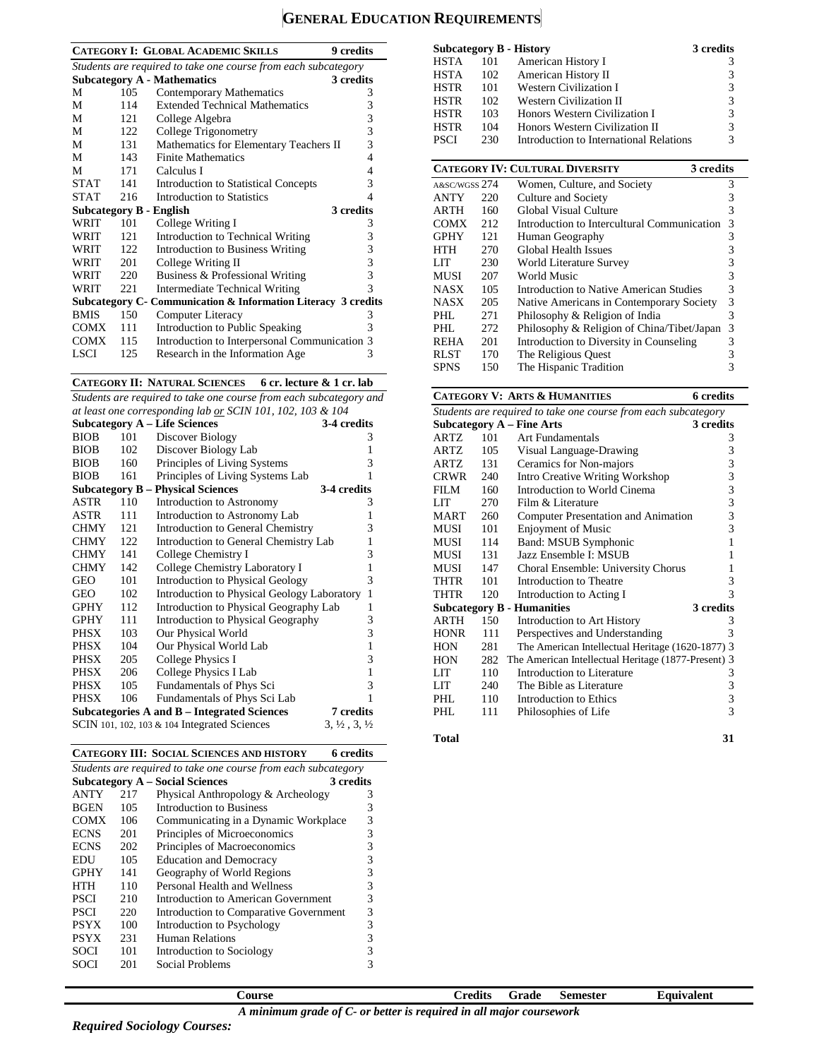# General Education Requirements

| **Category I: Global Academic Skills** | | | **9 credits** |
|---|---|---|---|
| *Students are required to take one course from each subcategory* | | | |
| **Subcategory A - Mathematics** | | | **3 credits** |
| M | 105 | Contemporary Mathematics | 3 |
| M | 114 | Extended Technical Mathematics | 3 |
| M | 121 | College Algebra | 3 |
| M | 122 | College Trigonometry | 3 |
| M | 131 | Mathematics for Elementary Teachers II | 3 |
| M | 143 | Finite Mathematics | 4 |
| M | 171 | Calculus I | 4 |
| STAT | 141 | Introduction to Statistical Concepts | 3 |
| STAT | 216 | Introduction to Statistics | 4 |
| **Subcategory B - English** | | | **3 credits** |
| WRIT | 101 | College Writing I | 3 |
| WRIT | 121 | Introduction to Technical Writing | 3 |
| WRIT | 122 | Introduction to Business Writing | 3 |
| WRIT | 201 | College Writing II | 3 |
| WRIT | 220 | Business & Professional Writing | 3 |
| WRIT | 221 | Intermediate Technical Writing | 3 |
| **Subcategory C- Communication & Information Literacy** | | | **3 credits** |
| BMIS | 150 | Computer Literacy | 3 |
| COMX | 111 | Introduction to Public Speaking | 3 |
| COMX | 115 | Introduction to Interpersonal Communication | 3 |
| LSCI | 125 | Research in the Information Age | 3 |

| **Category II: Natural Sciences** | | | **6 cr. lecture & 1 cr. lab** |
|---|---|---|---|
| *Students are required to take one course from each subcategory and at least one corresponding lab or SCIN 101, 102, 103 & 104* | | | |
| **Subcategory A – Life Sciences** | | | **3-4 credits** |
| BIOB | 101 | Discover Biology | 3 |
| BIOB | 102 | Discover Biology Lab | 1 |
| BIOB | 160 | Principles of Living Systems | 3 |
| BIOB | 161 | Principles of Living Systems Lab | 1 |
| **Subcategory B – Physical Sciences** | | | **3-4 credits** |
| ASTR | 110 | Introduction to Astronomy | 3 |
| ASTR | 111 | Introduction to Astronomy Lab | 1 |
| CHMY | 121 | Introduction to General Chemistry | 3 |
| CHMY | 122 | Introduction to General Chemistry Lab | 1 |
| CHMY | 141 | College Chemistry I | 3 |
| CHMY | 142 | College Chemistry Laboratory I | 1 |
| GEO | 101 | Introduction to Physical Geology | 3 |
| GEO | 102 | Introduction to Physical Geology Laboratory | 1 |
| GPHY | 112 | Introduction to Physical Geography Lab | 1 |
| GPHY | 111 | Introduction to Physical Geography | 3 |
| PHSX | 103 | Our Physical World | 3 |
| PHSX | 104 | Our Physical World Lab | 1 |
| PHSX | 205 | College Physics I | 3 |
| PHSX | 206 | College Physics I Lab | 1 |
| PHSX | 105 | Fundamentals of Phys Sci | 3 |
| PHSX | 106 | Fundamentals of Phys Sci Lab | 1 |
| **Subcategories A and B – Integrated Sciences** | | | **7 credits** |
| SCIN 101, 102, 103 & 104 Integrated Sciences | | | 3, ½ , 3, ½ |

| **Category III: Social Sciences and History** | | | **6 credits** |
|---|---|---|---|
| *Students are required to take one course from each subcategory* | | | |
| **Subcategory A – Social Sciences** | | | **3 credits** |
| ANTY | 217 | Physical Anthropology & Archeology | 3 |
| BGEN | 105 | Introduction to Business | 3 |
| COMX | 106 | Communicating in a Dynamic Workplace | 3 |
| ECNS | 201 | Principles of Microeconomics | 3 |
| ECNS | 202 | Principles of Macroeconomics | 3 |
| EDU | 105 | Education and Democracy | 3 |
| GPHY | 141 | Geography of World Regions | 3 |
| HTH | 110 | Personal Health and Wellness | 3 |
| PSCI | 210 | Introduction to American Government | 3 |
| PSCI | 220 | Introduction to Comparative Government | 3 |
| PSYX | 100 | Introduction to Psychology | 3 |
| PSYX | 231 | Human Relations | 3 |
| SOCI | 101 | Introduction to Sociology | 3 |
| SOCI | 201 | Social Problems | 3 |
| **Subcategory B - History** | | | **3 credits** |
| HSTA | 101 | American History I | 3 |
| HSTA | 102 | American History II | 3 |
| HSTR | 101 | Western Civilization I | 3 |
| HSTR | 102 | Western Civilization II | 3 |
| HSTR | 103 | Honors Western Civilization I | 3 |
| HSTR | 104 | Honors Western Civilization II | 3 |
| PSCI | 230 | Introduction to International Relations | 3 |

| **Category IV: Cultural Diversity** | | | **3 credits** |
|---|---|---|---|
| A&SC/WGSS | 274 | Women, Culture, and Society | 3 |
| ANTY | 220 | Culture and Society | 3 |
| ARTH | 160 | Global Visual Culture | 3 |
| COMX | 212 | Introduction to Intercultural Communication | 3 |
| GPHY | 121 | Human Geography | 3 |
| HTH | 270 | Global Health Issues | 3 |
| LIT | 230 | World Literature Survey | 3 |
| MUSI | 207 | World Music | 3 |
| NASX | 105 | Introduction to Native American Studies | 3 |
| NASX | 205 | Native Americans in Contemporary Society | 3 |
| PHL | 271 | Philosophy & Religion of India | 3 |
| PHL | 272 | Philosophy & Religion of China/Tibet/Japan | 3 |
| REHA | 201 | Introduction to Diversity in Counseling | 3 |
| RLST | 170 | The Religious Quest | 3 |
| SPNS | 150 | The Hispanic Tradition | 3 |

| **Category V: Arts & Humanities** | | | **6 credits** |
|---|---|---|---|
| *Students are required to take one course from each subcategory* | | | |
| **Subcategory A – Fine Arts** | | | **3 credits** |
| ARTZ | 101 | Art Fundamentals | 3 |
| ARTZ | 105 | Visual Language-Drawing | 3 |
| ARTZ | 131 | Ceramics for Non-majors | 3 |
| CRWR | 240 | Intro Creative Writing Workshop | 3 |
| FILM | 160 | Introduction to World Cinema | 3 |
| LIT | 270 | Film & Literature | 3 |
| MART | 260 | Computer Presentation and Animation | 3 |
| MUSI | 101 | Enjoyment of Music | 3 |
| MUSI | 114 | Band: MSUB Symphonic | 1 |
| MUSI | 131 | Jazz Ensemble I: MSUB | 1 |
| MUSI | 147 | Choral Ensemble: University Chorus | 1 |
| THTR | 101 | Introduction to Theatre | 3 |
| THTR | 120 | Introduction to Acting I | 3 |
| **Subcategory B - Humanities** | | | **3 credits** |
| ARTH | 150 | Introduction to Art History | 3 |
| HONR | 111 | Perspectives and Understanding | 3 |
| HON | 281 | The American Intellectual Heritage (1620-1877) | 3 |
| HON | 282 | The American Intellectual Heritage (1877-Present) | 3 |
| LIT | 110 | Introduction to Literature | 3 |
| LIT | 240 | The Bible as Literature | 3 |
| PHL | 110 | Introduction to Ethics | 3 |
| PHL | 111 | Philosophies of Life | 3 |

**Total** **31**

| Course | Credits | Grade | Semester | Equivalent |
|---|---|---|---|---|

***A minimum grade of C- or better is required in all major coursework***

***Required Sociology Courses:***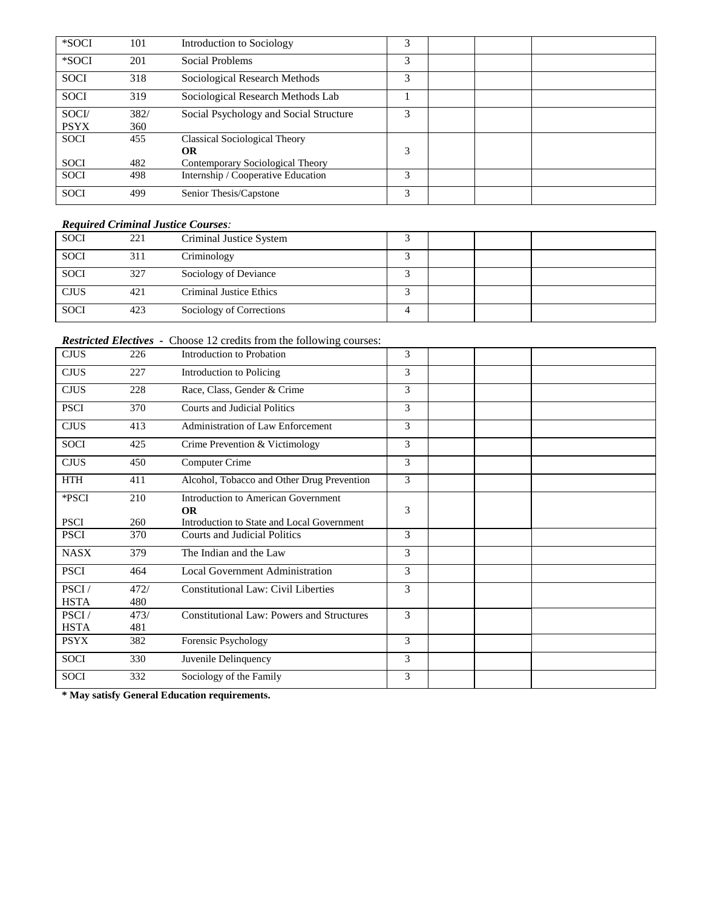| | | | | | | |
|---|---|---|---|---|---|---|
| *SOCI | 101 | Introduction to Sociology | 3 | | | |
| *SOCI | 201 | Social Problems | 3 | | | |
| SOCI | 318 | Sociological Research Methods | 3 | | | |
| SOCI | 319 | Sociological Research Methods Lab | 1 | | | |
| SOCI/ PSYX | 382/ 360 | Social Psychology and Social Structure | 3 | | | |
| SOCI SOCI | 455 482 | Classical Sociological Theory **OR** Contemporary Sociological Theory | 3 | | | |
| SOCI | 498 | Internship / Cooperative Education | 3 | | | |
| SOCI | 499 | Senior Thesis/Capstone | 3 | | | |

***Required Criminal Justice Courses:***

| | | | | | | |
|---|---|---|---|---|---|---|
| SOCI | 221 | Criminal Justice System | 3 | | | |
| SOCI | 311 | Criminology | 3 | | | |
| SOCI | 327 | Sociology of Deviance | 3 | | | |
| CJUS | 421 | Criminal Justice Ethics | 3 | | | |
| SOCI | 423 | Sociology of Corrections | 4 | | | |

***Restricted Electives*** **-** Choose 12 credits from the following courses:

| | | | | | | |
|---|---|---|---|---|---|---|
| CJUS | 226 | Introduction to Probation | 3 | | | |
| CJUS | 227 | Introduction to Policing | 3 | | | |
| CJUS | 228 | Race, Class, Gender & Crime | 3 | | | |
| PSCI | 370 | Courts and Judicial Politics | 3 | | | |
| CJUS | 413 | Administration of Law Enforcement | 3 | | | |
| SOCI | 425 | Crime Prevention & Victimology | 3 | | | |
| CJUS | 450 | Computer Crime | 3 | | | |
| HTH | 411 | Alcohol, Tobacco and Other Drug Prevention | 3 | | | |
| *PSCI PSCI | 210 260 | Introduction to American Government **OR** Introduction to State and Local Government | 3 | | | |
| PSCI | 370 | Courts and Judicial Politics | 3 | | | |
| NASX | 379 | The Indian and the Law | 3 | | | |
| PSCI | 464 | Local Government Administration | 3 | | | |
| PSCI / HSTA | 472/ 480 | Constitutional Law: Civil Liberties | 3 | | | |
| PSCI / HSTA | 473/ 481 | Constitutional Law: Powers and Structures | 3 | | | |
| PSYX | 382 | Forensic Psychology | 3 | | | |
| SOCI | 330 | Juvenile Delinquency | 3 | | | |
| SOCI | 332 | Sociology of the Family | 3 | | | |

**\* May satisfy General Education requirements.**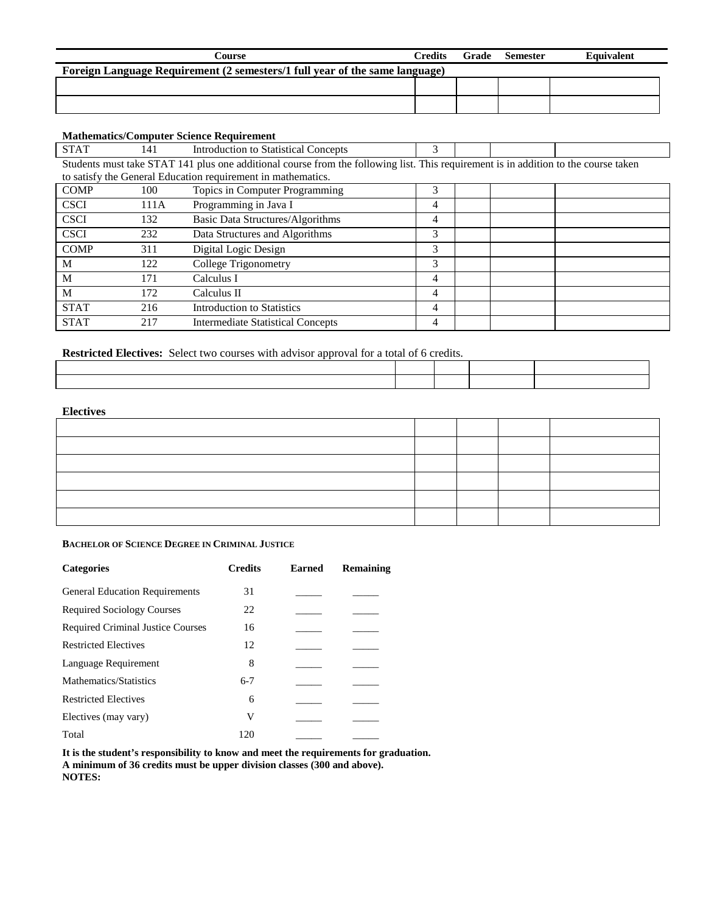| Course | | | Credits | Grade | Semester | Equivalent |
|---|---|---|---|---|---|---|

**Foreign Language Requirement (2 semesters/1 full year of the same language)**

| | | | | |
|---|---|---|---|---|
| | | | | |
| | | | | |

**Mathematics/Computer Science Requirement**

| | | | | | | |
|---|---|---|---|---|---|---|
| STAT | 141 | Introduction to Statistical Concepts | 3 | | | |

Students must take STAT 141 plus one additional course from the following list. This requirement is in addition to the course taken to satisfy the General Education requirement in mathematics.

| | | | | | | |
|---|---|---|---|---|---|---|
| COMP | 100 | Topics in Computer Programming | 3 | | | |
| CSCI | 111A | Programming in Java I | 4 | | | |
| CSCI | 132 | Basic Data Structures/Algorithms | 4 | | | |
| CSCI | 232 | Data Structures and Algorithms | 3 | | | |
| COMP | 311 | Digital Logic Design | 3 | | | |
| M | 122 | College Trigonometry | 3 | | | |
| M | 171 | Calculus I | 4 | | | |
| M | 172 | Calculus II | 4 | | | |
| STAT | 216 | Introduction to Statistics | 4 | | | |
| STAT | 217 | Intermediate Statistical Concepts | 4 | | | |

**Restricted Electives:** Select two courses with advisor approval for a total of 6 credits.

| | | | | |
|---|---|---|---|---|
| | | | | |
| | | | | |

**Electives**

| | | | | |
|---|---|---|---|---|
| | | | | |
| | | | | |
| | | | | |
| | | | | |
| | | | | |
| | | | | |

**BACHELOR OF SCIENCE DEGREE IN CRIMINAL JUSTICE**

| Categories | Credits | Earned | Remaining |
|---|---|---|---|
| General Education Requirements | 31 | _____ | _____ |
| Required Sociology Courses | 22 | _____ | _____ |
| Required Criminal Justice Courses | 16 | _____ | _____ |
| Restricted Electives | 12 | _____ | _____ |
| Language Requirement | 8 | _____ | _____ |
| Mathematics/Statistics | 6-7 | _____ | _____ |
| Restricted Electives | 6 | _____ | _____ |
| Electives (may vary) | V | _____ | _____ |
| Total | 120 | _____ | _____ |

**It is the student's responsibility to know and meet the requirements for graduation.**
**A minimum of 36 credits must be upper division classes (300 and above).**
**NOTES:**